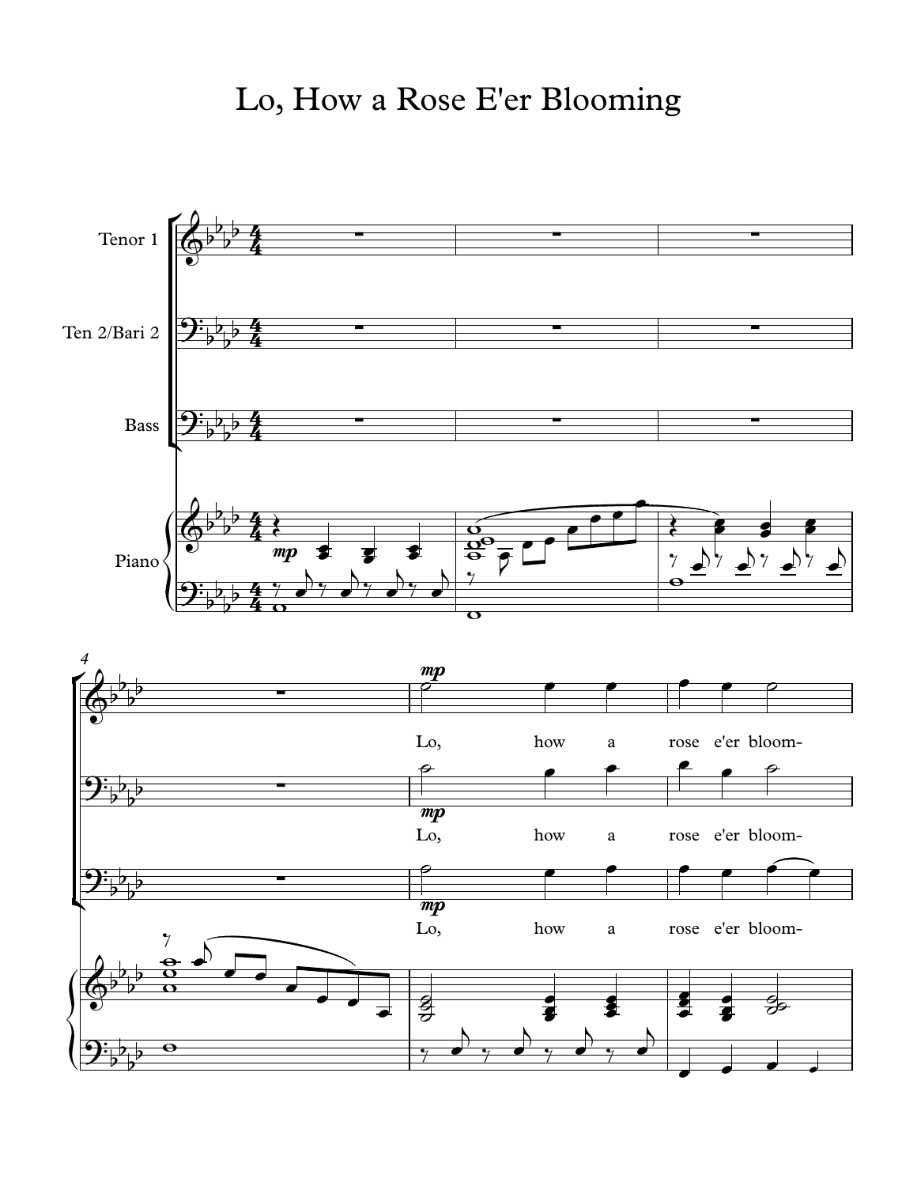# Lo, How a Rose E'er Blooming

Tenor 1

Ten 2/Bari 2

Bass

Piano

Lo, how a rose e'er bloom-

Lo, how a rose e'er bloom-

Lo, how a rose e'er bloom-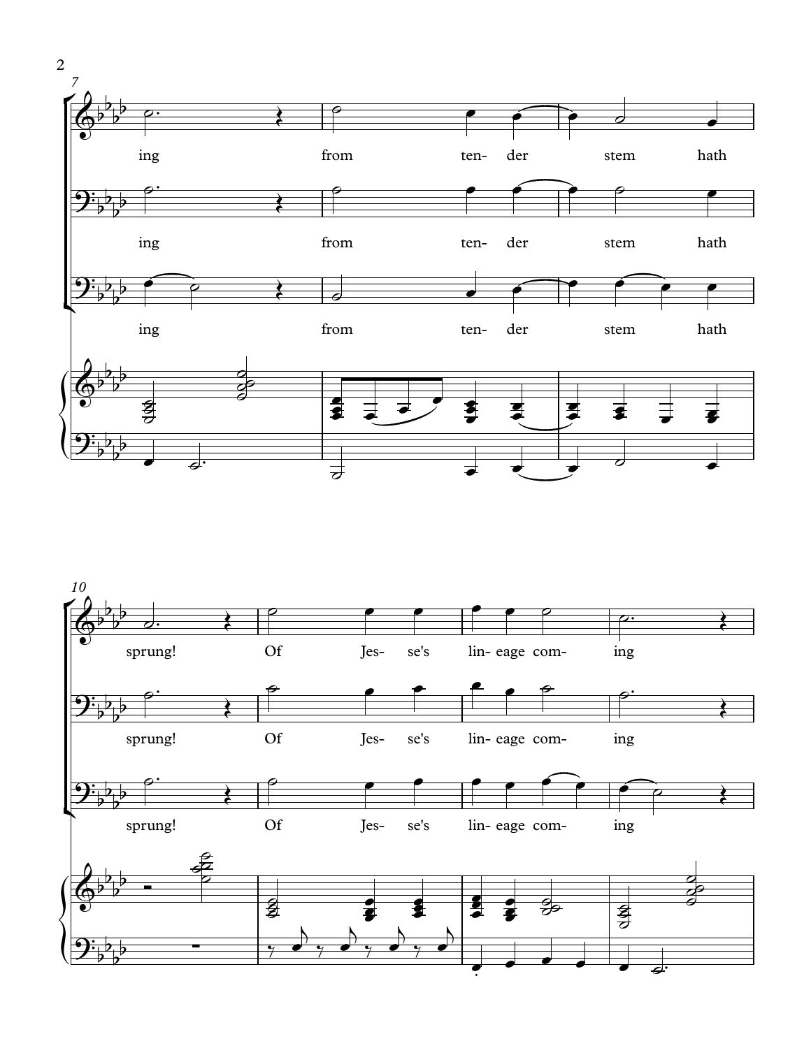7

ing from ten- der stem hath

ing from ten- der stem hath

ing from ten- der stem hath

10

sprung! Of Jes- se's lin- eage com- ing

sprung! Of Jes- se's lin- eage com- ing

sprung! Of Jes- se's lin- eage com- ing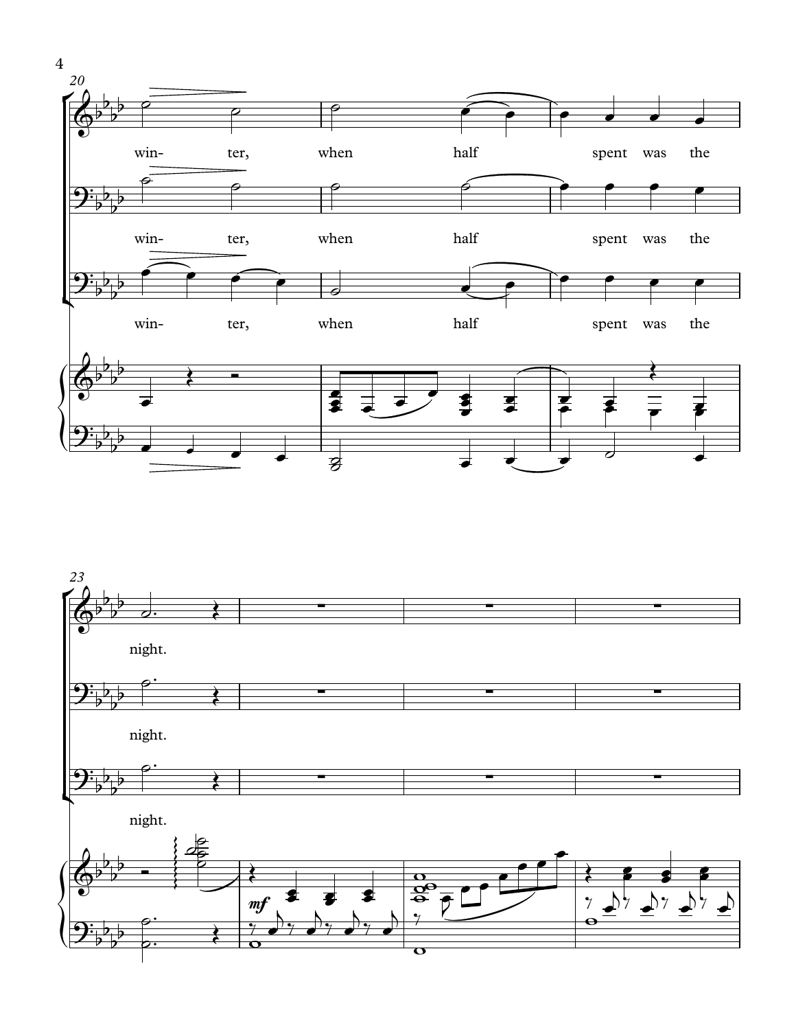20

win- ter, when half spent was the

win- ter, when half spent was the

win- ter, when half spent was the

23

night.

night.

night.

*mf*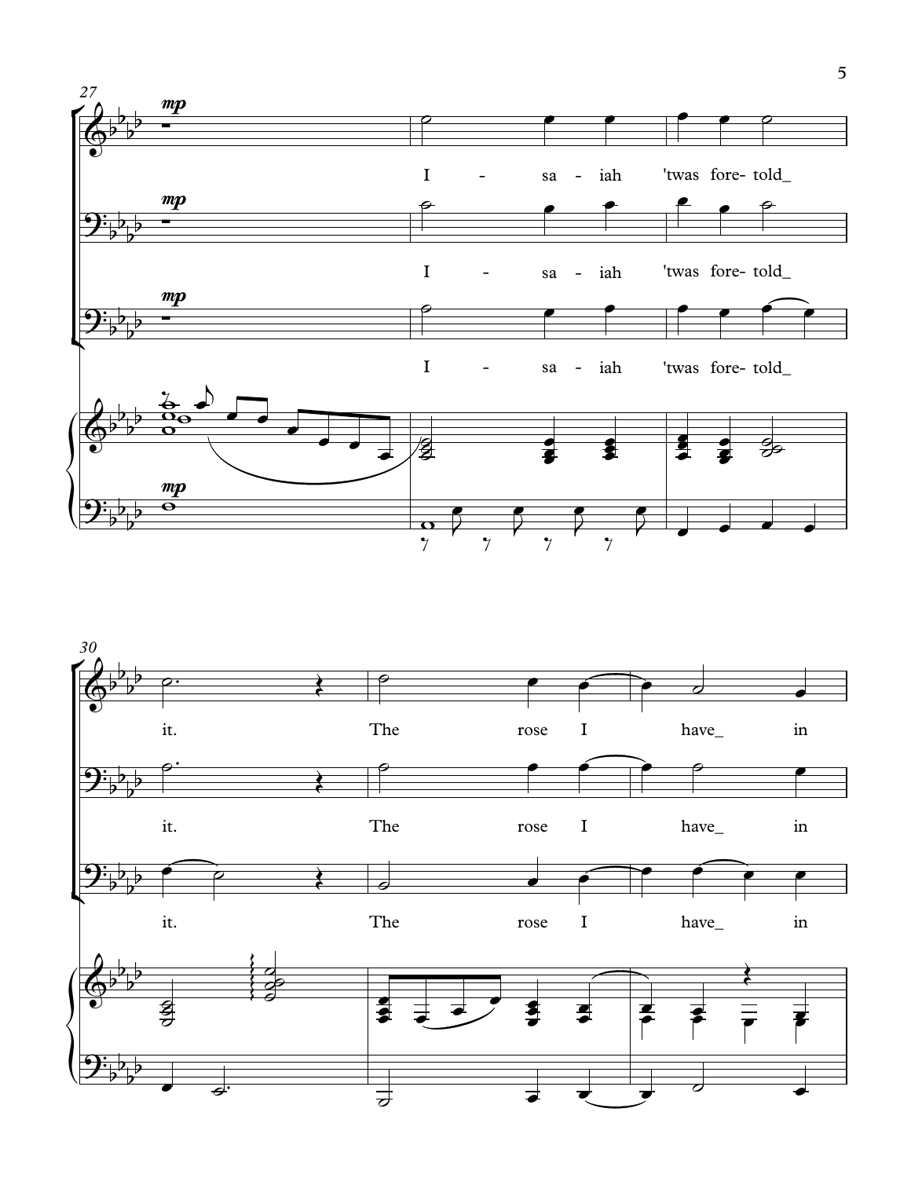27

*mp*

I - sa - iah 'twas fore- told_

I - sa - iah 'twas fore- told_

I - sa - iah 'twas fore- told_

30

it. The rose I have_ in

it. The rose I have_ in

it. The rose I have_ in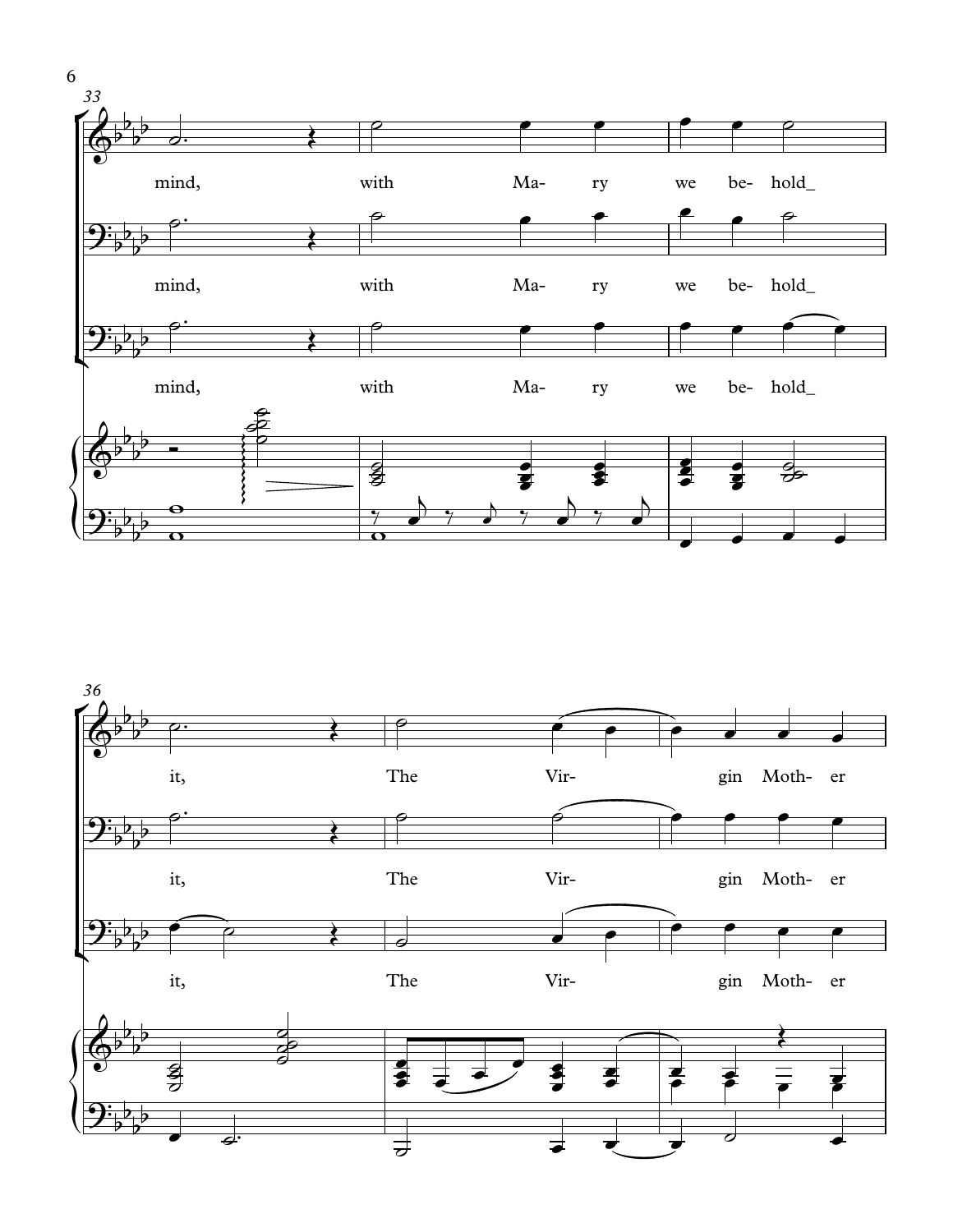33

mind, with Ma- ry we be- hold_

mind, with Ma- ry we be- hold_

mind, with Ma- ry we be- hold_

36

it, The Vir- gin Moth- er

it, The Vir- gin Moth- er

it, The Vir- gin Moth- er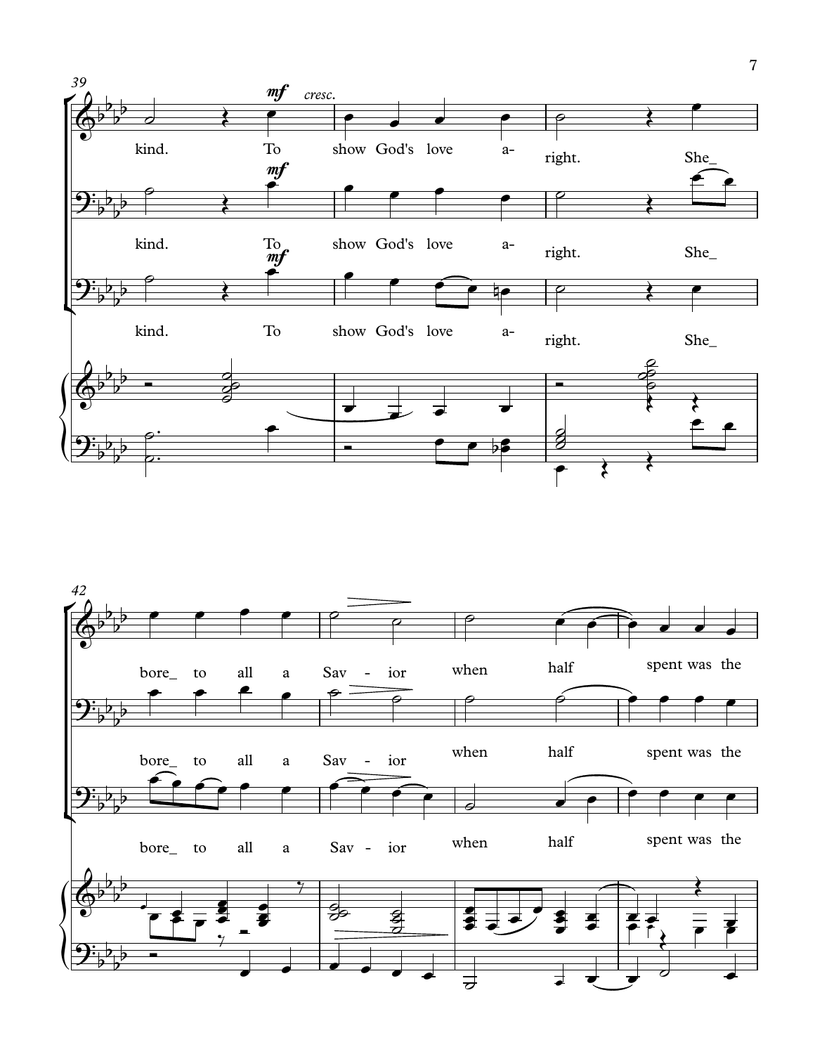*mf* *cresc.*

kind. To show God's love a- right. She_

kind. To show God's love a- right. She_

kind. To show God's love a- right. She_

bore_ to all a Sav - ior when half spent was the

bore_ to all a Sav - ior when half spent was the

bore_ to all a Sav - ior when half spent was the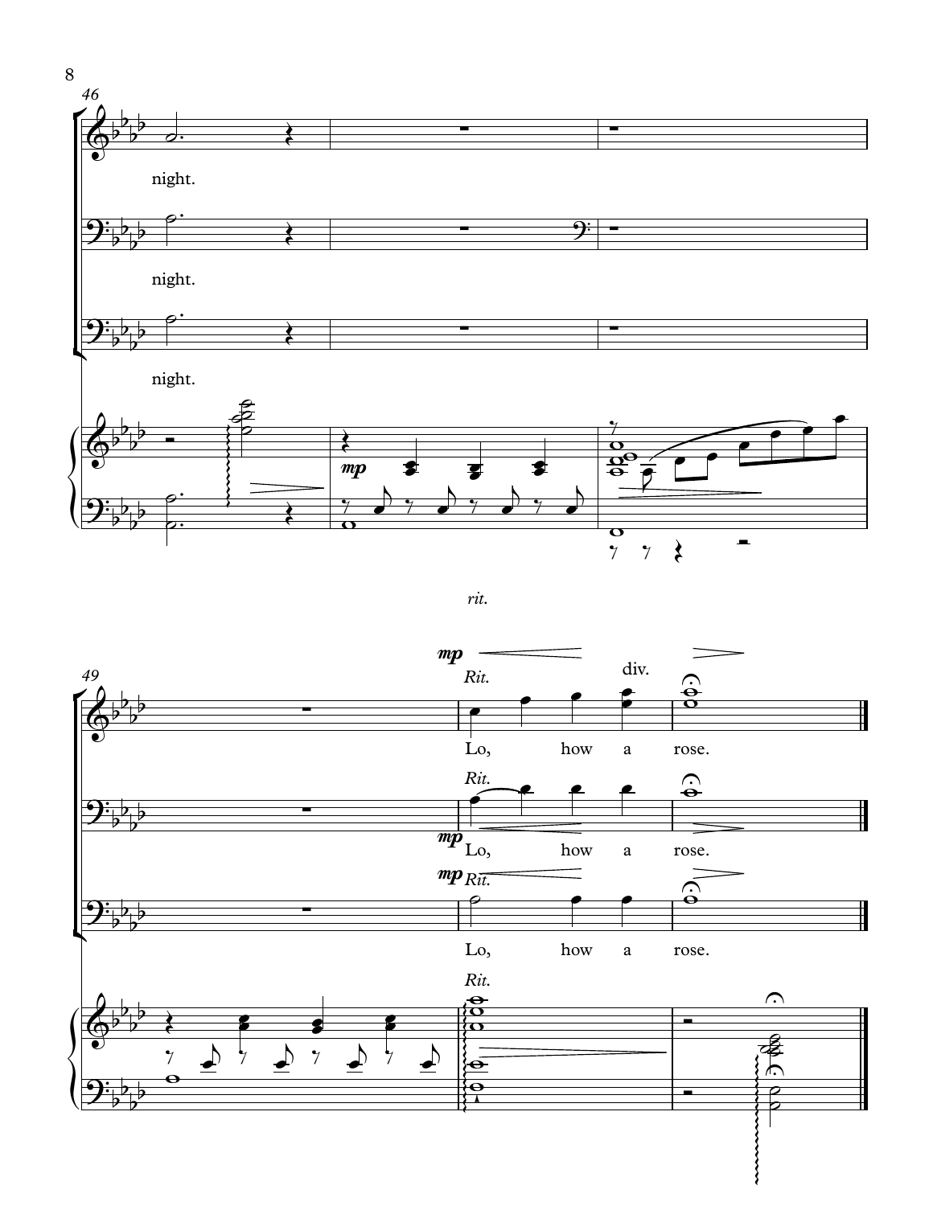46

night.

night.

night.

*mp*

*rit.*

49

*mp*

*Rit.*

div.

Lo, how a rose.

*Rit.*

*mp* Lo, how a rose.

*mp* *Rit.*

Lo, how a rose.

*Rit.*